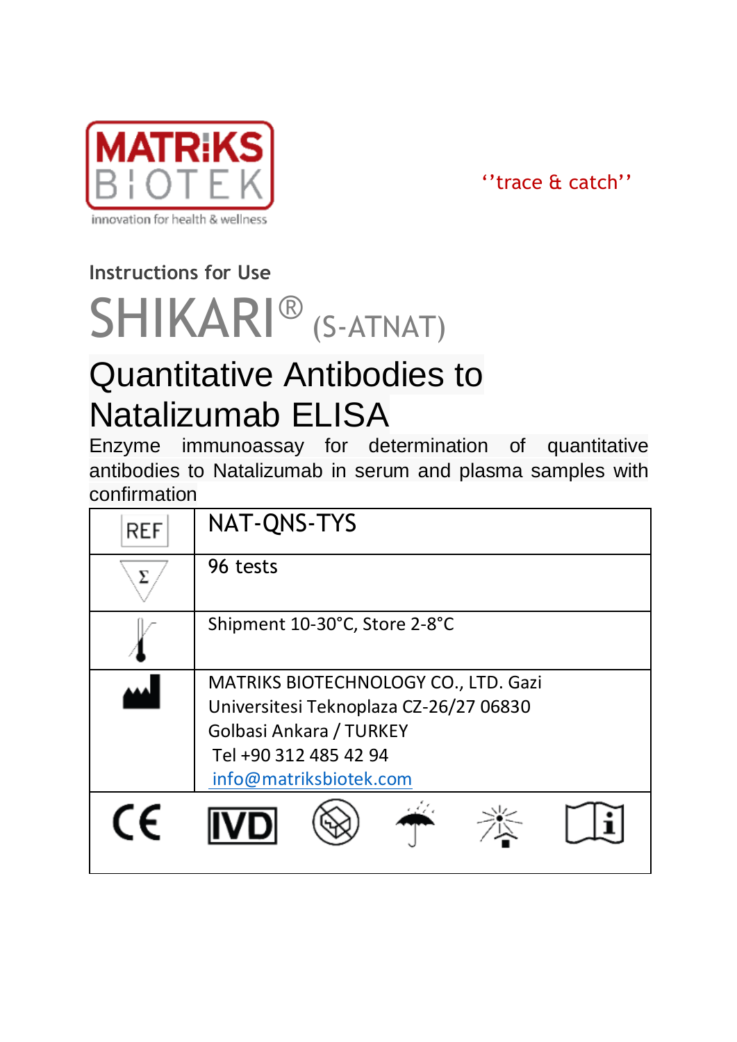MATRIKS BIOTEK
innovation for health & wellness

''trace & catch''

Instructions for Use

# SHIKARI® (S-ATNAT)

# Quantitative Antibodies to Natalizumab ELISA

Enzyme immunoassay for determination of quantitative antibodies to Natalizumab in serum and plasma samples with confirmation

| | |
|---|---|
| REF | NAT-QNS-TYS |
| Σ | 96 tests |
| Temperature limit | Shipment 10-30°C, Store 2-8°C |
| Manufacturer | MATRIKS BIOTECHNOLOGY CO., LTD. Gazi Universitesi Teknoplaza CZ-26/27 06830 Golbasi Ankara / TURKEY<br>Tel +90 312 485 42 94<br>info@matriksbiotek.com |

CE IVD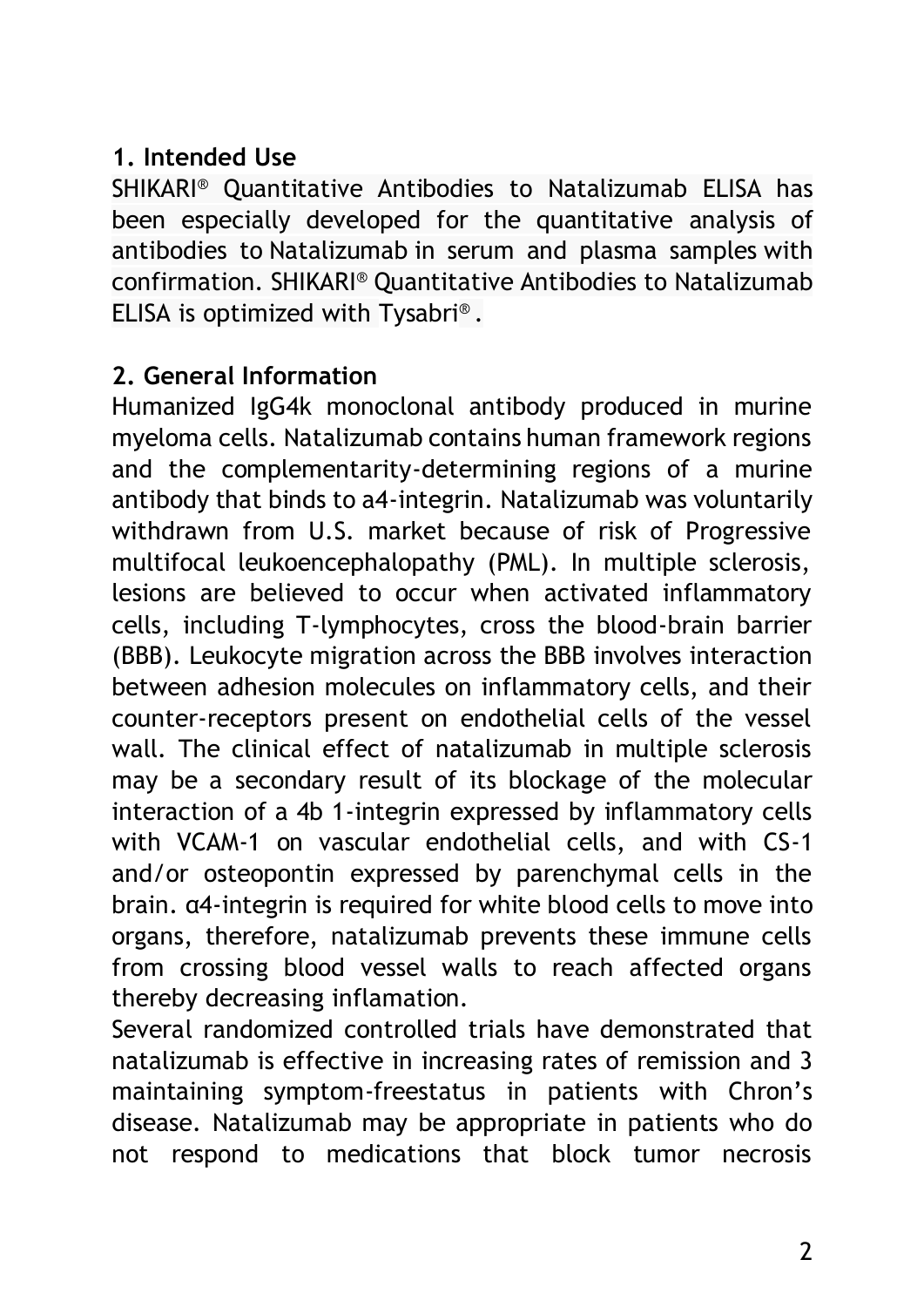## 1. Intended Use

SHIKARI® Quantitative Antibodies to Natalizumab ELISA has been especially developed for the quantitative analysis of antibodies to Natalizumab in serum and plasma samples with confirmation. SHIKARI® Quantitative Antibodies to Natalizumab ELISA is optimized with Tysabri®.

## 2. General Information

Humanized IgG4k monoclonal antibody produced in murine myeloma cells. Natalizumab contains human framework regions and the complementarity-determining regions of a murine antibody that binds to a4-integrin. Natalizumab was voluntarily withdrawn from U.S. market because of risk of Progressive multifocal leukoencephalopathy (PML). In multiple sclerosis, lesions are believed to occur when activated inflammatory cells, including T-lymphocytes, cross the blood-brain barrier (BBB). Leukocyte migration across the BBB involves interaction between adhesion molecules on inflammatory cells, and their counter-receptors present on endothelial cells of the vessel wall. The clinical effect of natalizumab in multiple sclerosis may be a secondary result of its blockage of the molecular interaction of a 4b 1-integrin expressed by inflammatory cells with VCAM-1 on vascular endothelial cells, and with CS-1 and/or osteopontin expressed by parenchymal cells in the brain. α4-integrin is required for white blood cells to move into organs, therefore, natalizumab prevents these immune cells from crossing blood vessel walls to reach affected organs thereby decreasing inflamation.

Several randomized controlled trials have demonstrated that natalizumab is effective in increasing rates of remission and 3 maintaining symptom-freestatus in patients with Chron's disease. Natalizumab may be appropriate in patients who do not respond to medications that block tumor necrosis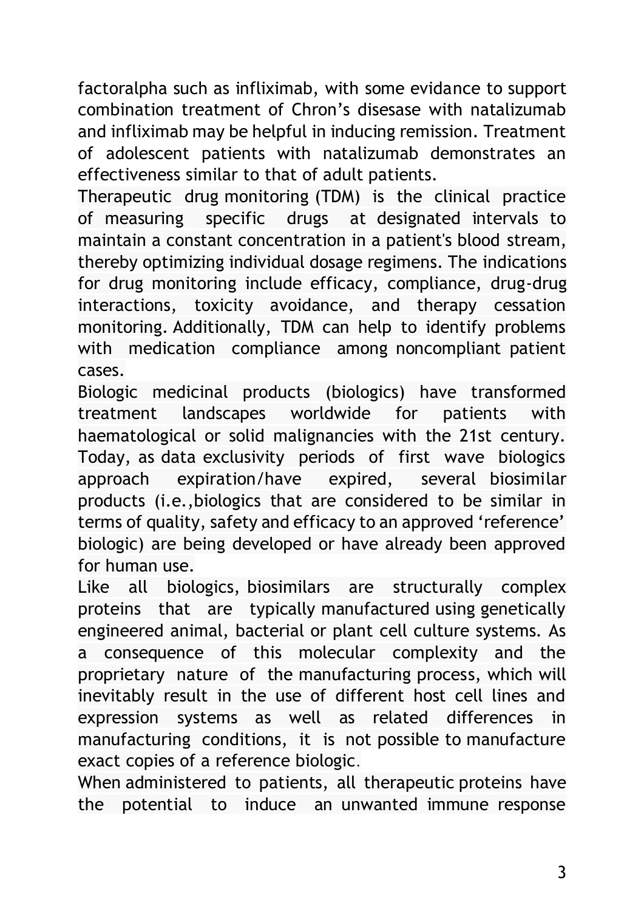factoralpha such as infliximab, with some evidance to support combination treatment of Chron's disesase with natalizumab and infliximab may be helpful in inducing remission. Treatment of adolescent patients with natalizumab demonstrates an effectiveness similar to that of adult patients.

Therapeutic drug monitoring (TDM) is the clinical practice of measuring specific drugs at designated intervals to maintain a constant concentration in a patient's blood stream, thereby optimizing individual dosage regimens. The indications for drug monitoring include efficacy, compliance, drug-drug interactions, toxicity avoidance, and therapy cessation monitoring. Additionally, TDM can help to identify problems with medication compliance among noncompliant patient cases.

Biologic medicinal products (biologics) have transformed treatment landscapes worldwide for patients with haematological or solid malignancies with the 21st century. Today, as data exclusivity periods of first wave biologics approach expiration/have expired, several biosimilar products (i.e.,biologics that are considered to be similar in terms of quality, safety and efficacy to an approved 'reference' biologic) are being developed or have already been approved for human use.

Like all biologics, biosimilars are structurally complex proteins that are typically manufactured using genetically engineered animal, bacterial or plant cell culture systems. As a consequence of this molecular complexity and the proprietary nature of the manufacturing process, which will inevitably result in the use of different host cell lines and expression systems as well as related differences in manufacturing conditions, it is not possible to manufacture exact copies of a reference biologic.

When administered to patients, all therapeutic proteins have the potential to induce an unwanted immune response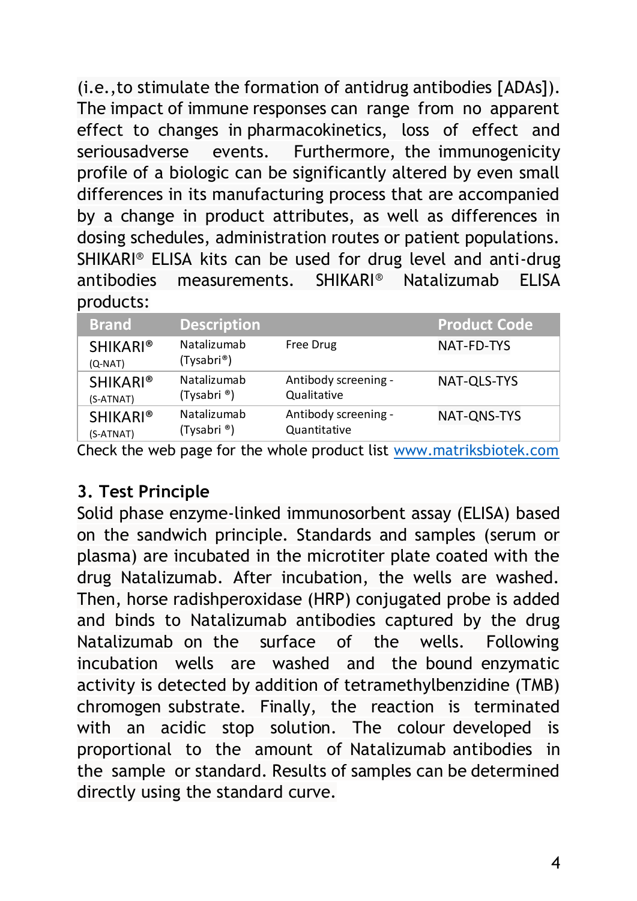(i.e.,to stimulate the formation of antidrug antibodies [ADAs]). The impact of immune responses can range from no apparent effect to changes in pharmacokinetics, loss of effect and seriousadverse events. Furthermore, the immunogenicity profile of a biologic can be significantly altered by even small differences in its manufacturing process that are accompanied by a change in product attributes, as well as differences in dosing schedules, administration routes or patient populations. SHIKARI® ELISA kits can be used for drug level and anti-drug antibodies measurements. SHIKARI® Natalizumab ELISA products:

| Brand | Description | | Product Code |
|---|---|---|---|
| SHIKARI® (Q-NAT) | Natalizumab (Tysabri®) | Free Drug | NAT-FD-TYS |
| SHIKARI® (S-ATNAT) | Natalizumab (Tysabri ®) | Antibody screening - Qualitative | NAT-QLS-TYS |
| SHIKARI® (S-ATNAT) | Natalizumab (Tysabri ®) | Antibody screening - Quantitative | NAT-QNS-TYS |

Check the web page for the whole product list www.matriksbiotek.com

## 3. Test Principle

Solid phase enzyme-linked immunosorbent assay (ELISA) based on the sandwich principle. Standards and samples (serum or plasma) are incubated in the microtiter plate coated with the drug Natalizumab. After incubation, the wells are washed. Then, horse radishperoxidase (HRP) conjugated probe is added and binds to Natalizumab antibodies captured by the drug Natalizumab on the surface of the wells. Following incubation wells are washed and the bound enzymatic activity is detected by addition of tetramethylbenzidine (TMB) chromogen substrate. Finally, the reaction is terminated with an acidic stop solution. The colour developed is proportional to the amount of Natalizumab antibodies in the sample or standard. Results of samples can be determined directly using the standard curve.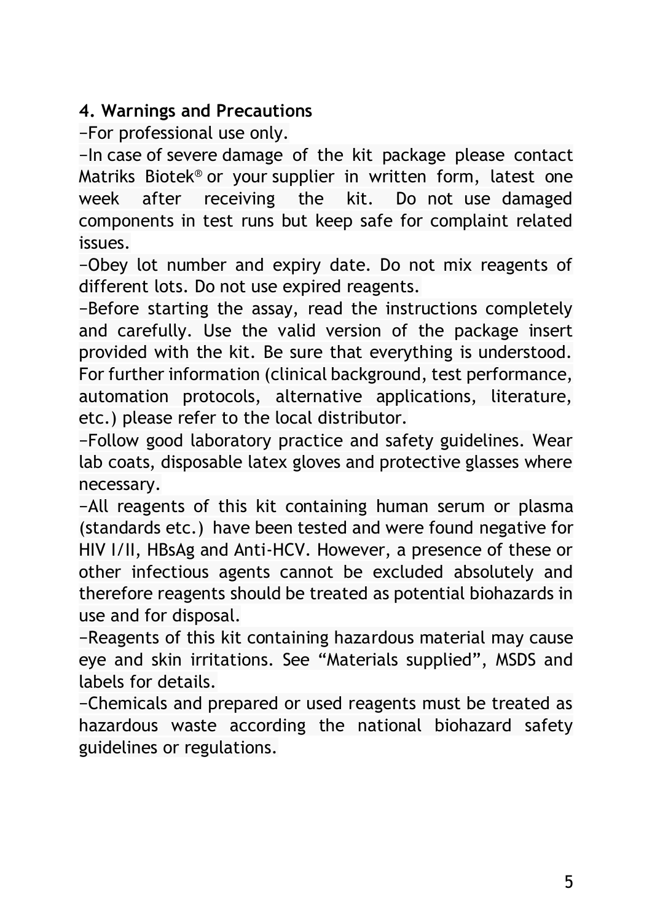## 4. Warnings and Precautions

−For professional use only.

−In case of severe damage of the kit package please contact Matriks Biotek® or your supplier in written form, latest one week after receiving the kit. Do not use damaged components in test runs but keep safe for complaint related issues.

−Obey lot number and expiry date. Do not mix reagents of different lots. Do not use expired reagents.

−Before starting the assay, read the instructions completely and carefully. Use the valid version of the package insert provided with the kit. Be sure that everything is understood. For further information (clinical background, test performance, automation protocols, alternative applications, literature, etc.) please refer to the local distributor.

−Follow good laboratory practice and safety guidelines. Wear lab coats, disposable latex gloves and protective glasses where necessary.

−All reagents of this kit containing human serum or plasma (standards etc.) have been tested and were found negative for HIV I/II, HBsAg and Anti-HCV. However, a presence of these or other infectious agents cannot be excluded absolutely and therefore reagents should be treated as potential biohazards in use and for disposal.

−Reagents of this kit containing hazardous material may cause eye and skin irritations. See “Materials supplied”, MSDS and labels for details.

−Chemicals and prepared or used reagents must be treated as hazardous waste according the national biohazard safety guidelines or regulations.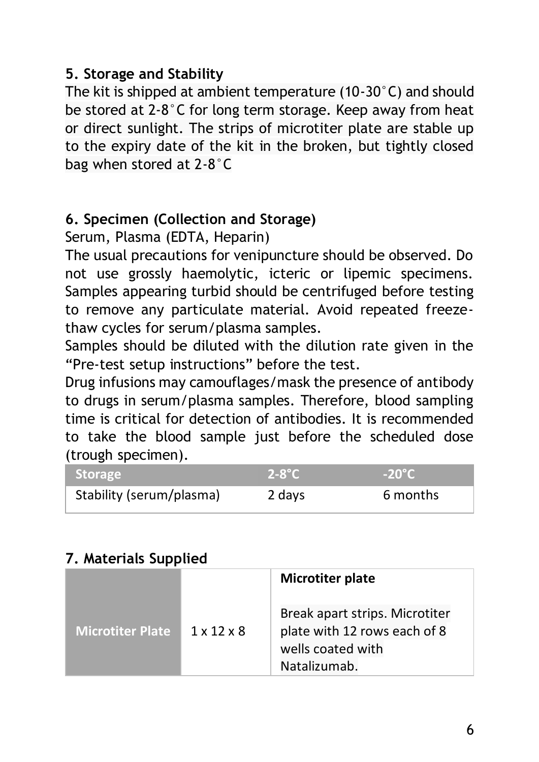## 5. Storage and Stability

The kit is shipped at ambient temperature (10-30°C) and should be stored at 2-8°C for long term storage. Keep away from heat or direct sunlight. The strips of microtiter plate are stable up to the expiry date of the kit in the broken, but tightly closed bag when stored at 2-8°C

## 6. Specimen (Collection and Storage)

Serum, Plasma (EDTA, Heparin)

The usual precautions for venipuncture should be observed. Do not use grossly haemolytic, icteric or lipemic specimens. Samples appearing turbid should be centrifuged before testing to remove any particulate material. Avoid repeated freeze-thaw cycles for serum/plasma samples.

Samples should be diluted with the dilution rate given in the "Pre-test setup instructions" before the test.

Drug infusions may camouflages/mask the presence of antibody to drugs in serum/plasma samples. Therefore, blood sampling time is critical for detection of antibodies. It is recommended to take the blood sample just before the scheduled dose (trough specimen).

| Storage | 2-8°C | -20°C |
|---|---|---|
| Stability (serum/plasma) | 2 days | 6 months |

## 7. Materials Supplied

| Microtiter Plate | 1 x 12 x 8 | **Microtiter plate**<br><br>Break apart strips. Microtiter plate with 12 rows each of 8 wells coated with Natalizumab. |
|---|---|---|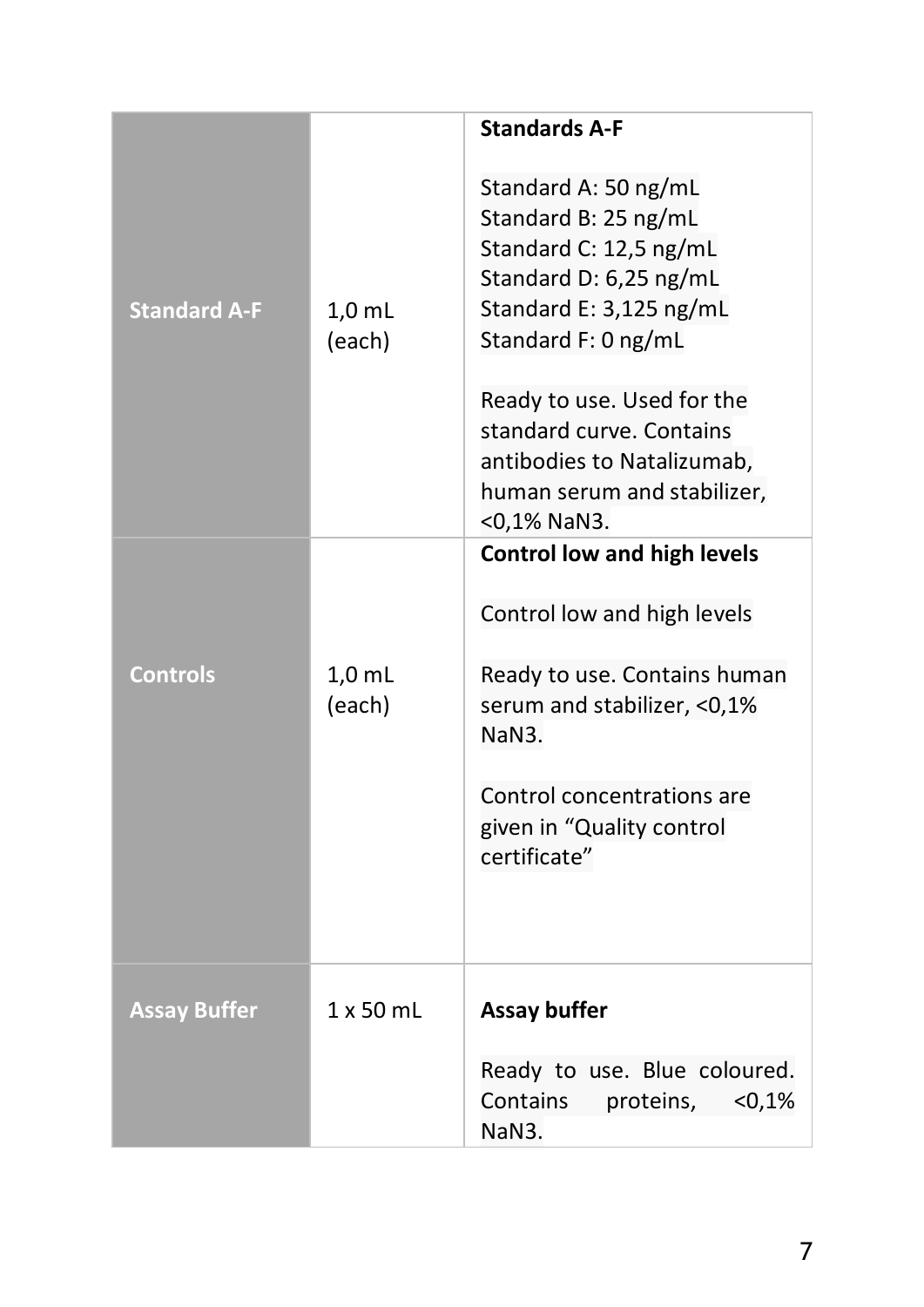| | | |
|---|---|---|
| **Standard A-F** | 1,0 mL (each) | **Standards A-F**<br><br>Standard A: 50 ng/mL<br>Standard B: 25 ng/mL<br>Standard C: 12,5 ng/mL<br>Standard D: 6,25 ng/mL<br>Standard E: 3,125 ng/mL<br>Standard F: 0 ng/mL<br><br>Ready to use. Used for the standard curve. Contains antibodies to Natalizumab, human serum and stabilizer, <0,1% $NaN_3$. |
| **Controls** | 1,0 mL (each) | **Control low and high levels**<br><br>Control low and high levels<br><br>Ready to use. Contains human serum and stabilizer, <0,1% $NaN_3$.<br><br>Control concentrations are given in “Quality control certificate” |
| **Assay Buffer** | 1 x 50 mL | **Assay buffer**<br><br>Ready to use. Blue coloured. Contains proteins, <0,1% $NaN_3$. |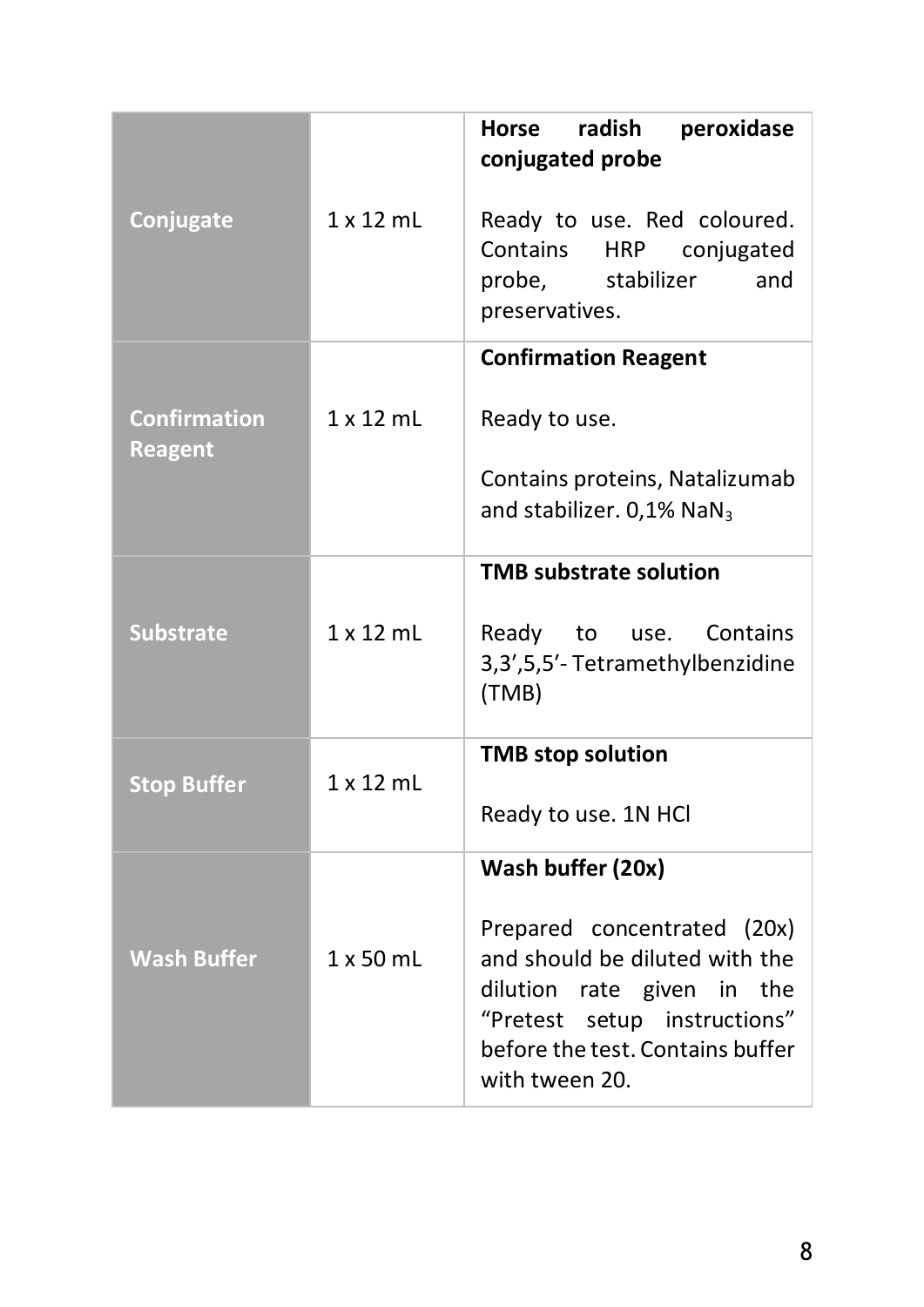| | | |
|---|---|---|
| **Conjugate** | 1 x 12 mL | **Horse radish peroxidase conjugated probe**<br><br>Ready to use. Red coloured. Contains HRP conjugated probe, stabilizer and preservatives. |
| **Confirmation Reagent** | 1 x 12 mL | **Confirmation Reagent**<br><br>Ready to use.<br><br>Contains proteins, Natalizumab and stabilizer. 0,1% $NaN_3$ |
| **Substrate** | 1 x 12 mL | **TMB substrate solution**<br><br>Ready to use. Contains 3,3',5,5'- Tetramethylbenzidine (TMB) |
| **Stop Buffer** | 1 x 12 mL | **TMB stop solution**<br><br>Ready to use. 1N HCl |
| **Wash Buffer** | 1 x 50 mL | **Wash buffer (20x)**<br><br>Prepared concentrated (20x) and should be diluted with the dilution rate given in the "Pretest setup instructions" before the test. Contains buffer with tween 20. |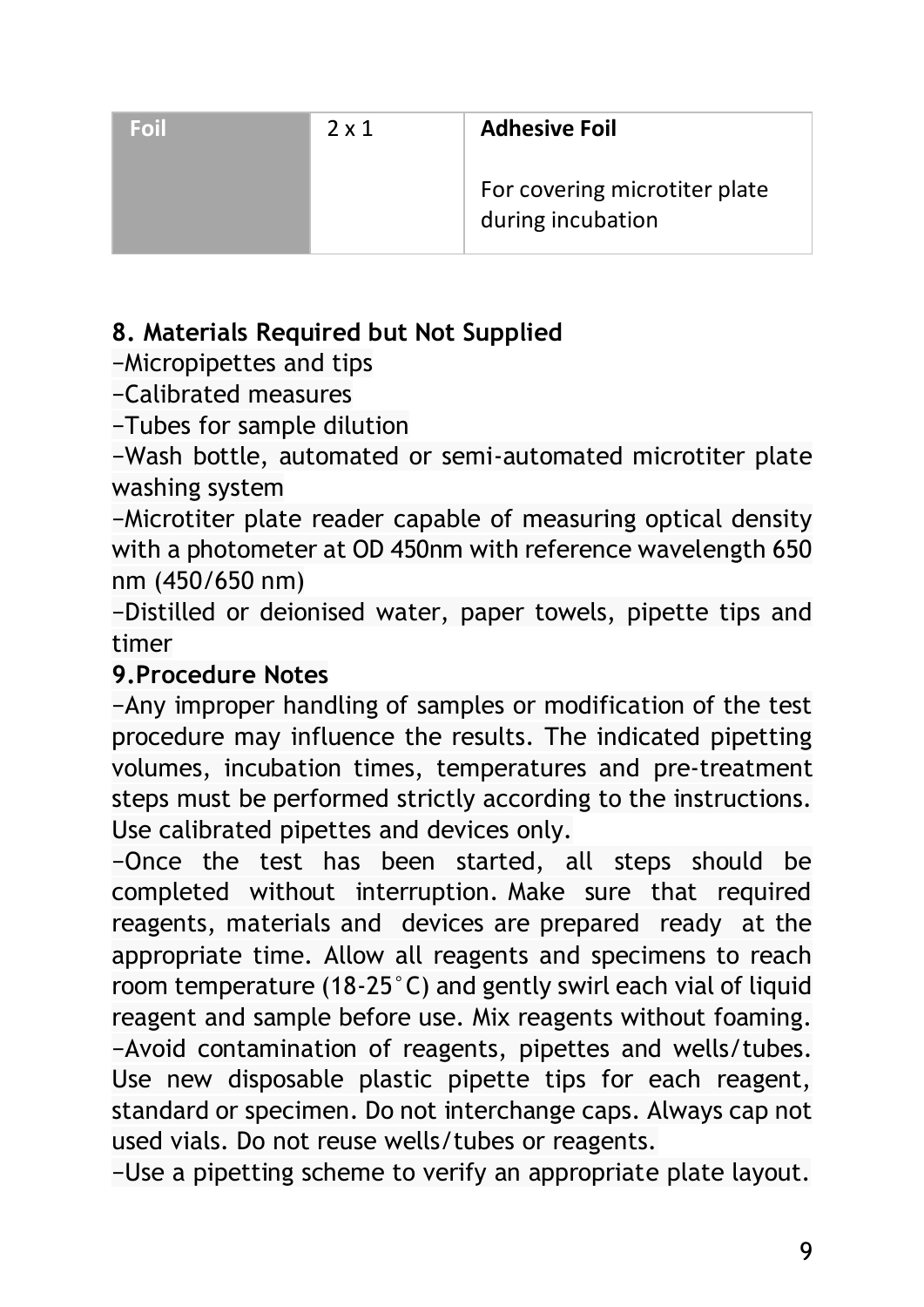| Foil | 2 x 1 | **Adhesive Foil**<br><br>For covering microtiter plate during incubation |
|---|---|---|

**8. Materials Required but Not Supplied**

−Micropipettes and tips

−Calibrated measures

−Tubes for sample dilution

−Wash bottle, automated or semi-automated microtiter plate washing system

−Microtiter plate reader capable of measuring optical density with a photometer at OD 450nm with reference wavelength 650 nm (450/650 nm)

−Distilled or deionised water, paper towels, pipette tips and timer

**9.Procedure Notes**

−Any improper handling of samples or modification of the test procedure may influence the results. The indicated pipetting volumes, incubation times, temperatures and pre-treatment steps must be performed strictly according to the instructions. Use calibrated pipettes and devices only.

−Once the test has been started, all steps should be completed without interruption. Make sure that required reagents, materials and devices are prepared ready at the appropriate time. Allow all reagents and specimens to reach room temperature (18-25˚C) and gently swirl each vial of liquid reagent and sample before use. Mix reagents without foaming.

−Avoid contamination of reagents, pipettes and wells/tubes. Use new disposable plastic pipette tips for each reagent, standard or specimen. Do not interchange caps. Always cap not used vials. Do not reuse wells/tubes or reagents.

−Use a pipetting scheme to verify an appropriate plate layout.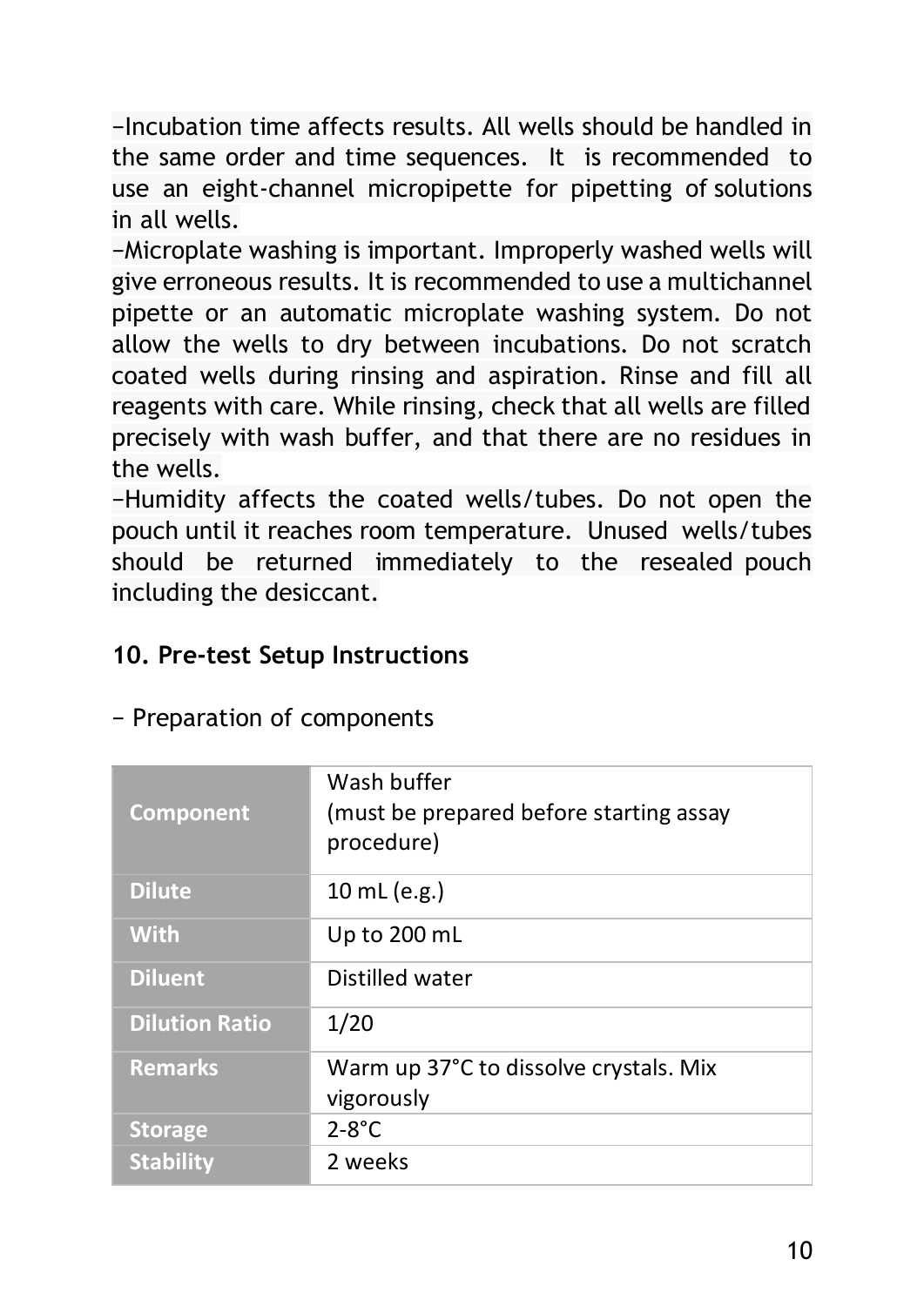−Incubation time affects results. All wells should be handled in the same order and time sequences. It is recommended to use an eight-channel micropipette for pipetting of solutions in all wells.
−Microplate washing is important. Improperly washed wells will give erroneous results. It is recommended to use a multichannel pipette or an automatic microplate washing system. Do not allow the wells to dry between incubations. Do not scratch coated wells during rinsing and aspiration. Rinse and fill all reagents with care. While rinsing, check that all wells are filled precisely with wash buffer, and that there are no residues in the wells.
−Humidity affects the coated wells/tubes. Do not open the pouch until it reaches room temperature. Unused wells/tubes should be returned immediately to the resealed pouch including the desiccant.

## 10. Pre-test Setup Instructions

− Preparation of components

| **Component** | Wash buffer (must be prepared before starting assay procedure) |
|---|---|
| **Dilute** | 10 mL (e.g.) |
| **With** | Up to 200 mL |
| **Diluent** | Distilled water |
| **Dilution Ratio** | 1/20 |
| **Remarks** | Warm up 37°C to dissolve crystals. Mix vigorously |
| **Storage** | 2-8°C |
| **Stability** | 2 weeks |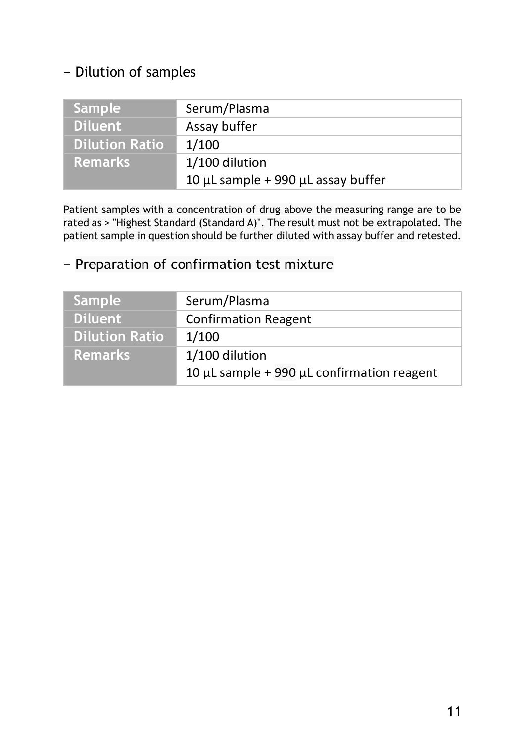− Dilution of samples

| Sample | Serum/Plasma |
|---|---|
| Diluent | Assay buffer |
| Dilution Ratio | 1/100 |
| Remarks | 1/100 dilution<br>10 µL sample + 990 µL assay buffer |

Patient samples with a concentration of drug above the measuring range are to be rated as > "Highest Standard (Standard A)". The result must not be extrapolated. The patient sample in question should be further diluted with assay buffer and retested.

− Preparation of confirmation test mixture

| Sample | Serum/Plasma |
|---|---|
| Diluent | Confirmation Reagent |
| Dilution Ratio | 1/100 |
| Remarks | 1/100 dilution<br>10 µL sample + 990 µL confirmation reagent |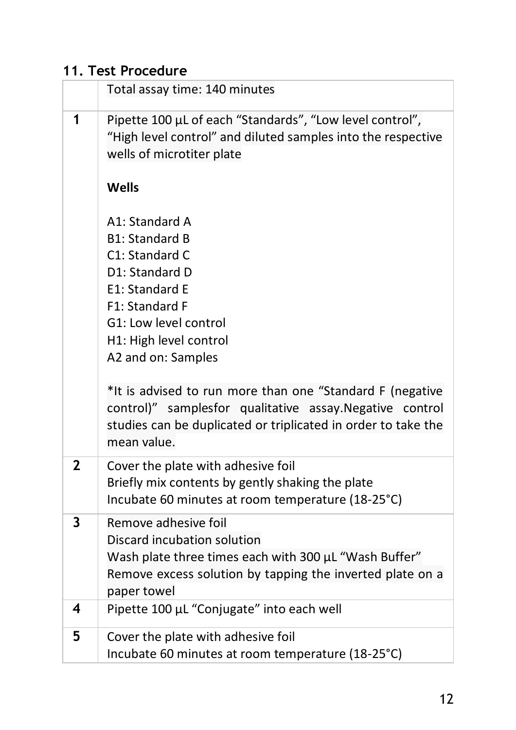## 11. Test Procedure

| | Total assay time: 140 minutes |
|---|---|
| **1** | Pipette 100 µL of each "Standards", "Low level control", "High level control" and diluted samples into the respective wells of microtiter plate<br><br>**Wells**<br><br>A1: Standard A<br>B1: Standard B<br>C1: Standard C<br>D1: Standard D<br>E1: Standard E<br>F1: Standard F<br>G1: Low level control<br>H1: High level control<br>A2 and on: Samples<br><br>*It is advised to run more than one "Standard F (negative control)" samplesfor qualitative assay.Negative control studies can be duplicated or triplicated in order to take the mean value. |
| **2** | Cover the plate with adhesive foil<br>Briefly mix contents by gently shaking the plate<br>Incubate 60 minutes at room temperature (18-25°C) |
| **3** | Remove adhesive foil<br>Discard incubation solution<br>Wash plate three times each with 300 µL "Wash Buffer"<br>Remove excess solution by tapping the inverted plate on a paper towel |
| **4** | Pipette 100 µL "Conjugate" into each well |
| **5** | Cover the plate with adhesive foil<br>Incubate 60 minutes at room temperature (18-25°C) |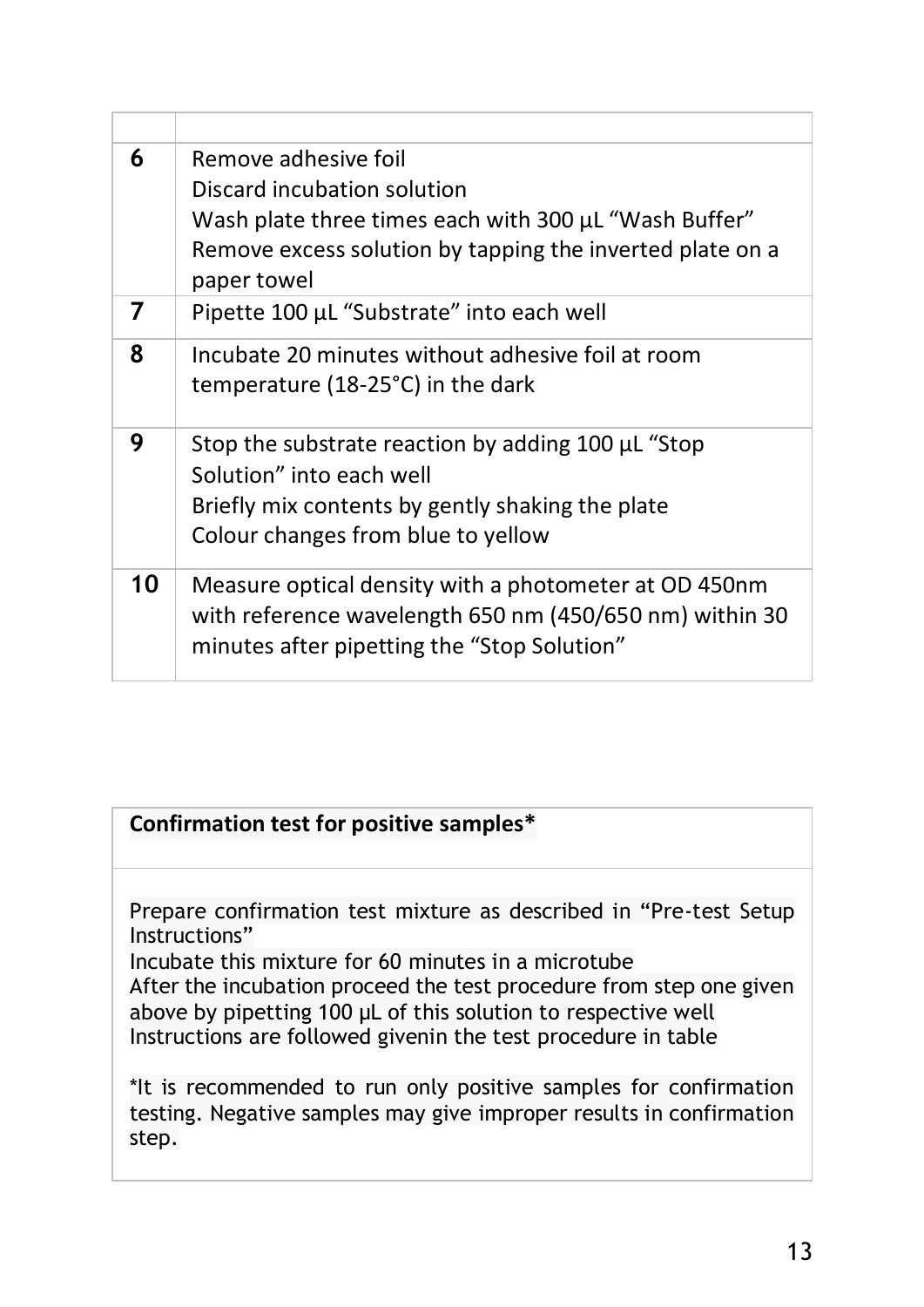| | |
|---|---|
| **6** | Remove adhesive foil<br>Discard incubation solution<br>Wash plate three times each with 300 µL “Wash Buffer”<br>Remove excess solution by tapping the inverted plate on a paper towel |
| **7** | Pipette 100 µL “Substrate” into each well |
| **8** | Incubate 20 minutes without adhesive foil at room temperature (18-25°C) in the dark |
| **9** | Stop the substrate reaction by adding 100 µL “Stop Solution” into each well<br>Briefly mix contents by gently shaking the plate<br>Colour changes from blue to yellow |
| **10** | Measure optical density with a photometer at OD 450nm with reference wavelength 650 nm (450/650 nm) within 30 minutes after pipetting the “Stop Solution” |

**Confirmation test for positive samples***

Prepare confirmation test mixture as described in “Pre-test Setup Instructions”
Incubate this mixture for 60 minutes in a microtube
After the incubation proceed the test procedure from step one given above by pipetting 100 µL of this solution to respective well
Instructions are followed givenin the test procedure in table

*It is recommended to run only positive samples for confirmation testing. Negative samples may give improper results in confirmation step.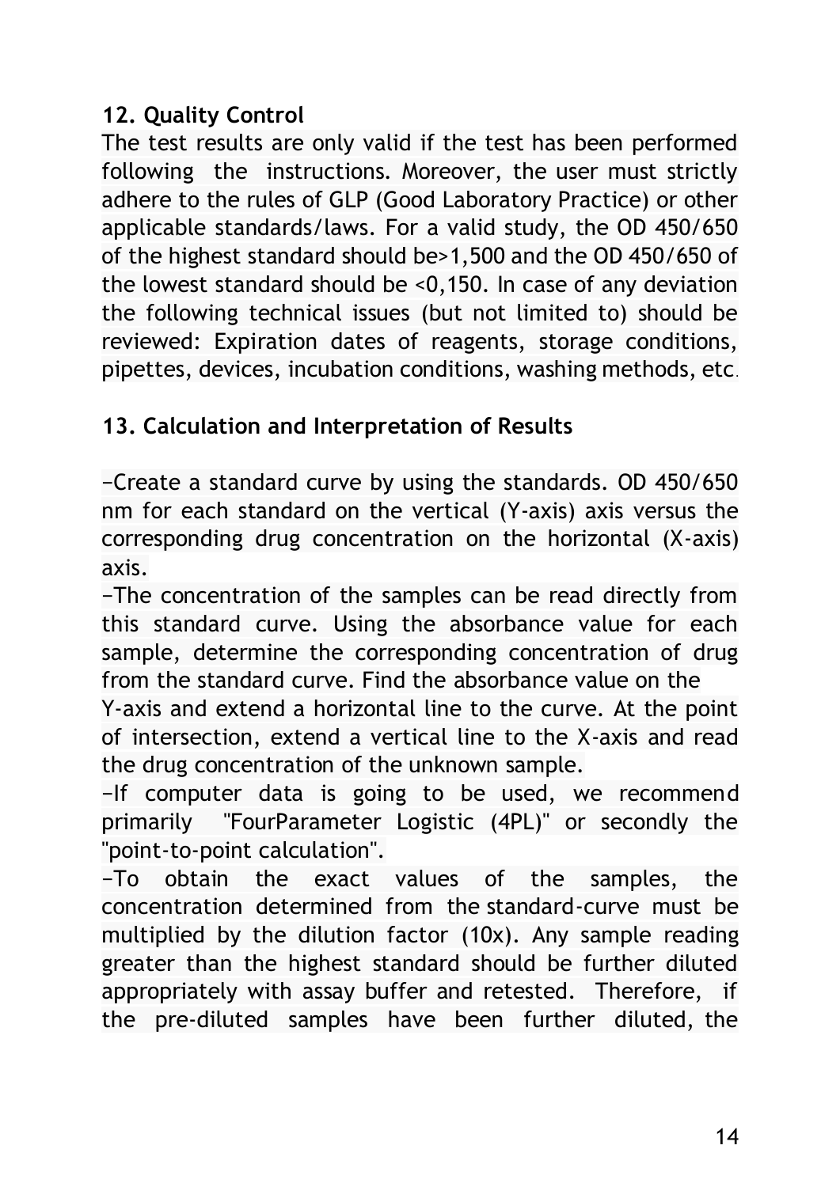## 12. Quality Control

The test results are only valid if the test has been performed following the instructions. Moreover, the user must strictly adhere to the rules of GLP (Good Laboratory Practice) or other applicable standards/laws. For a valid study, the OD 450/650 of the highest standard should be>1,500 and the OD 450/650 of the lowest standard should be <0,150. In case of any deviation the following technical issues (but not limited to) should be reviewed: Expiration dates of reagents, storage conditions, pipettes, devices, incubation conditions, washing methods, etc.

## 13. Calculation and Interpretation of Results

−Create a standard curve by using the standards. OD 450/650 nm for each standard on the vertical (Y-axis) axis versus the corresponding drug concentration on the horizontal (X-axis) axis.

−The concentration of the samples can be read directly from this standard curve. Using the absorbance value for each sample, determine the corresponding concentration of drug from the standard curve. Find the absorbance value on the Y-axis and extend a horizontal line to the curve. At the point of intersection, extend a vertical line to the X-axis and read the drug concentration of the unknown sample.

−If computer data is going to be used, we recommend primarily "FourParameter Logistic (4PL)" or secondly the "point-to-point calculation".

−To obtain the exact values of the samples, the concentration determined from the standard-curve must be multiplied by the dilution factor (10x). Any sample reading greater than the highest standard should be further diluted appropriately with assay buffer and retested. Therefore, if the pre-diluted samples have been further diluted, the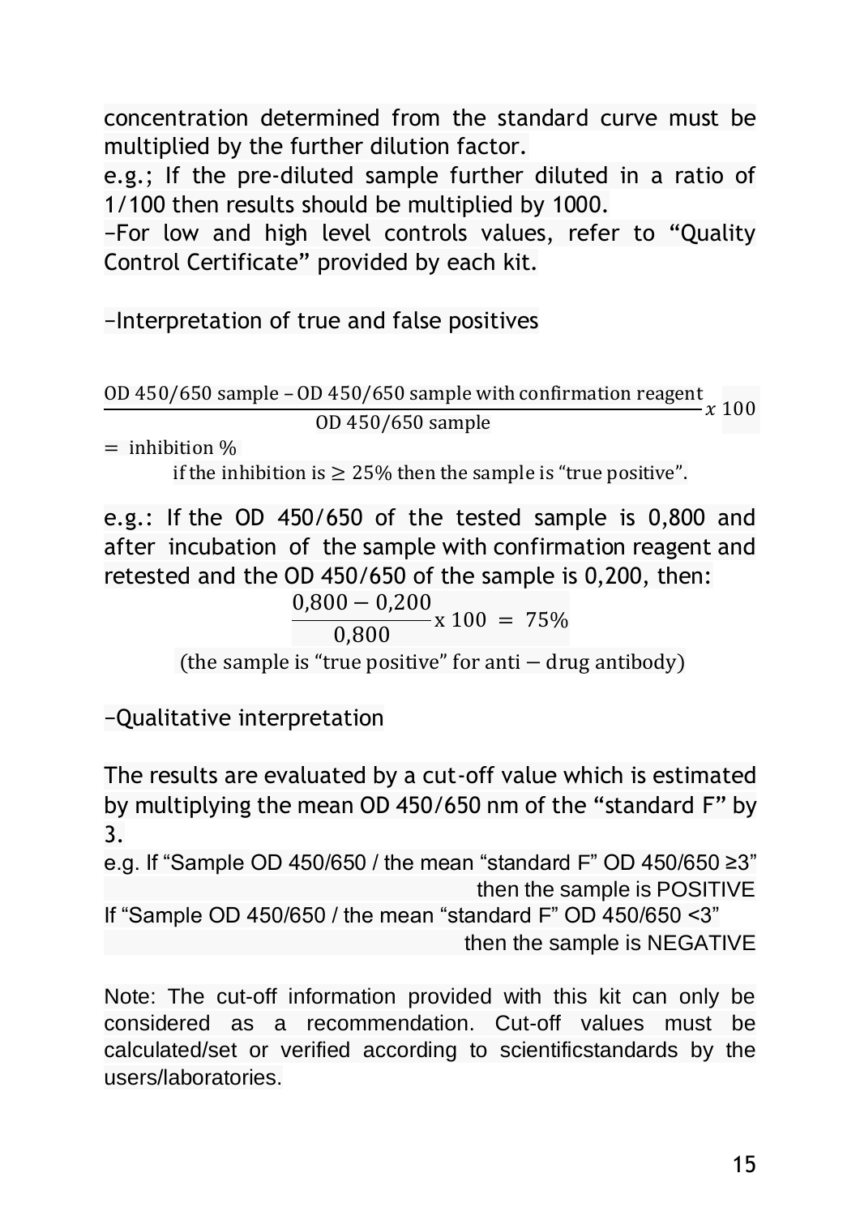concentration determined from the standard curve must be multiplied by the further dilution factor.

e.g.; If the pre-diluted sample further diluted in a ratio of 1/100 then results should be multiplied by 1000.

–For low and high level controls values, refer to “Quality Control Certificate” provided by each kit.

–Interpretation of true and false positives

$$\frac{\text{OD 450/650 sample} - \text{OD 450/650 sample with confirmation reagent}}{\text{OD 450/650 sample}} x\ 100$$

$= \text{ inhibition } \%$

if the inhibition is $\geq 25\%$ then the sample is “true positive”.

e.g.: If the OD 450/650 of the tested sample is 0,800 and after incubation of the sample with confirmation reagent and retested and the OD 450/650 of the sample is 0,200, then:

$$\frac{0{,}800 - 0{,}200}{0{,}800} \text{x } 100 \ = \ 75\%$$

(the sample is “true positive” for anti − drug antibody)

–Qualitative interpretation

The results are evaluated by a cut-off value which is estimated by multiplying the mean OD 450/650 nm of the “standard F” by 3.

e.g. If “Sample OD 450/650 / the mean “standard F” OD 450/650 ≥3” then the sample is POSITIVE

If “Sample OD 450/650 / the mean “standard F” OD 450/650 <3” then the sample is NEGATIVE

Note: The cut-off information provided with this kit can only be considered as a recommendation. Cut-off values must be calculated/set or verified according to scientificstandards by the users/laboratories.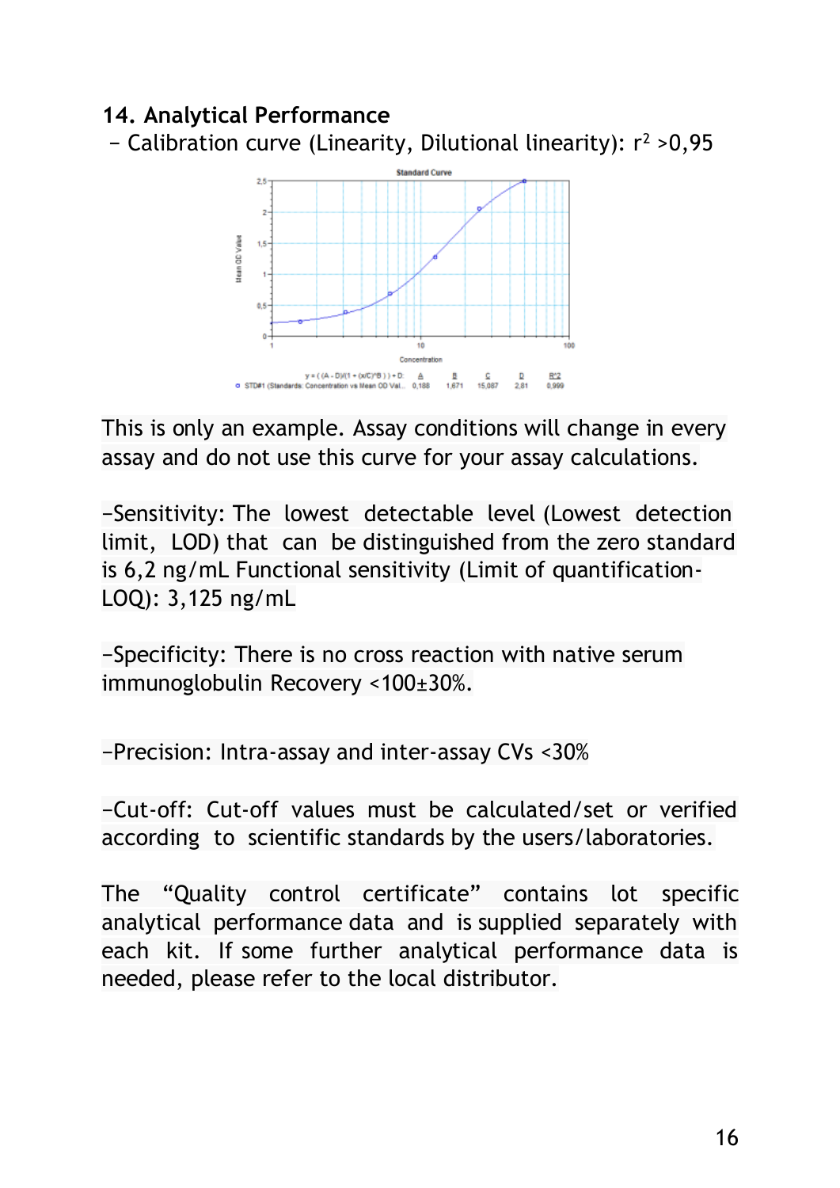## 14. Analytical Performance

– Calibration curve (Linearity, Dilutional linearity): $r^2$ >0,95

This is only an example. Assay conditions will change in every assay and do not use this curve for your assay calculations.

–Sensitivity: The lowest detectable level (Lowest detection limit, LOD) that can be distinguished from the zero standard is 6,2 ng/mL Functional sensitivity (Limit of quantification-LOQ): 3,125 ng/mL

–Specificity: There is no cross reaction with native serum immunoglobulin Recovery <100±30%.

–Precision: Intra-assay and inter-assay CVs <30%

–Cut-off: Cut-off values must be calculated/set or verified according to scientific standards by the users/laboratories.

The "Quality control certificate" contains lot specific analytical performance data and is supplied separately with each kit. If some further analytical performance data is needed, please refer to the local distributor.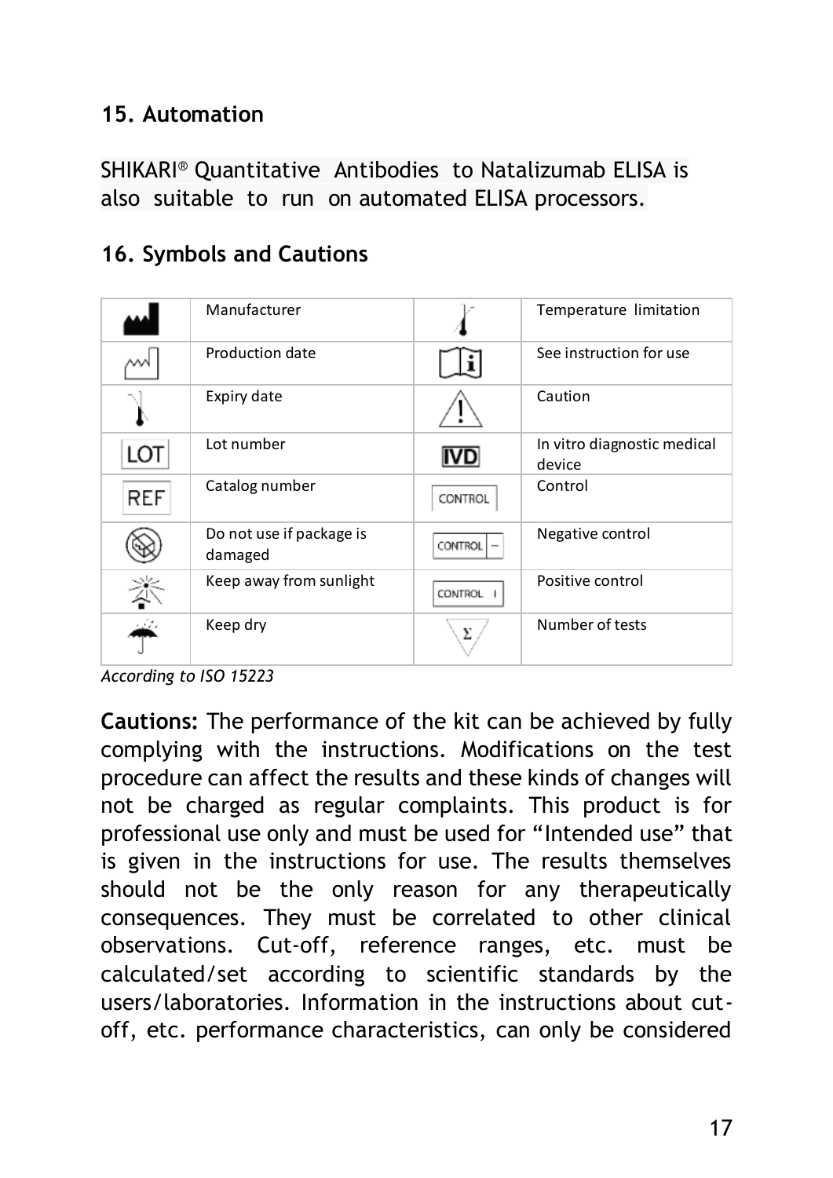## 15. Automation

SHIKARI® Quantitative Antibodies to Natalizumab ELISA is also suitable to run on automated ELISA processors.

## 16. Symbols and Cautions

| Symbol | Meaning | Symbol | Meaning |
|---|---|---|---|
| | Manufacturer | | Temperature limitation |
| | Production date | | See instruction for use |
| | Expiry date | | Caution |
| LOT | Lot number | IVD | In vitro diagnostic medical device |
| REF | Catalog number | CONTROL | Control |
| | Do not use if package is damaged | CONTROL – | Negative control |
| | Keep away from sunlight | CONTROL + | Positive control |
| | Keep dry | Σ | Number of tests |

*According to ISO 15223*

**Cautions:** The performance of the kit can be achieved by fully complying with the instructions. Modifications on the test procedure can affect the results and these kinds of changes will not be charged as regular complaints. This product is for professional use only and must be used for "Intended use" that is given in the instructions for use. The results themselves should not be the only reason for any therapeutically consequences. They must be correlated to other clinical observations. Cut-off, reference ranges, etc. must be calculated/set according to scientific standards by the users/laboratories. Information in the instructions about cut-off, etc. performance characteristics, can only be considered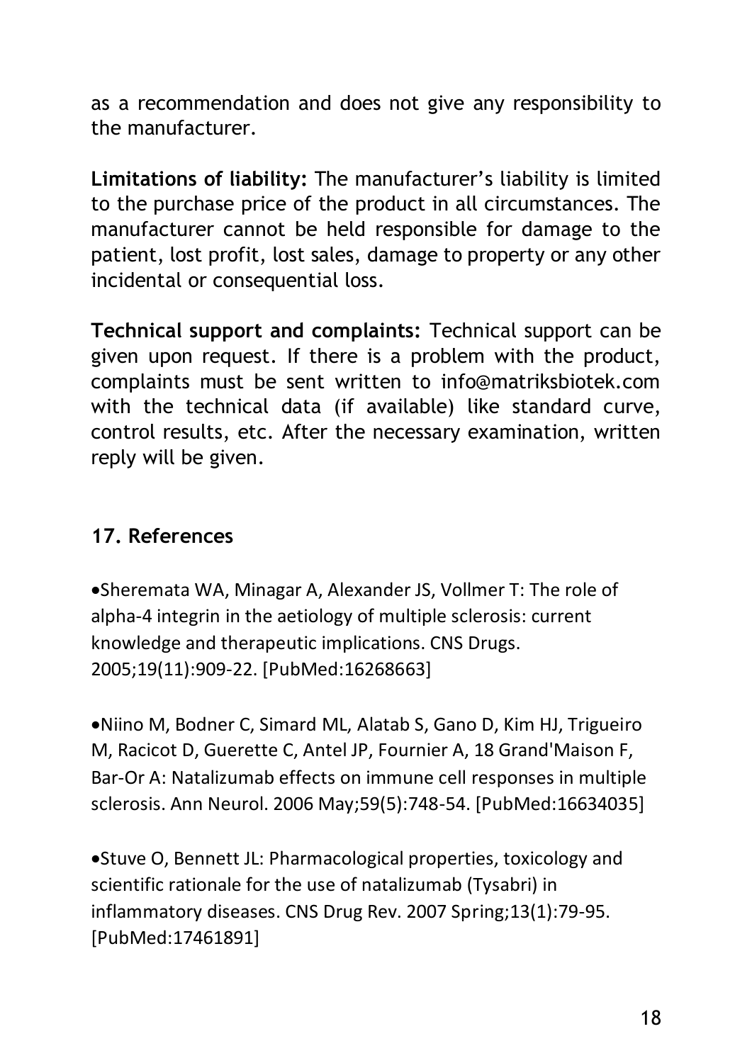as a recommendation and does not give any responsibility to the manufacturer.

**Limitations of liability:** The manufacturer's liability is limited to the purchase price of the product in all circumstances. The manufacturer cannot be held responsible for damage to the patient, lost profit, lost sales, damage to property or any other incidental or consequential loss.

**Technical support and complaints:** Technical support can be given upon request. If there is a problem with the product, complaints must be sent written to info@matriksbiotek.com with the technical data (if available) like standard curve, control results, etc. After the necessary examination, written reply will be given.

## 17. References

- Sheremata WA, Minagar A, Alexander JS, Vollmer T: The role of alpha-4 integrin in the aetiology of multiple sclerosis: current knowledge and therapeutic implications. CNS Drugs. 2005;19(11):909-22. [PubMed:16268663]

- Niino M, Bodner C, Simard ML, Alatab S, Gano D, Kim HJ, Trigueiro M, Racicot D, Guerette C, Antel JP, Fournier A, 18 Grand'Maison F, Bar-Or A: Natalizumab effects on immune cell responses in multiple sclerosis. Ann Neurol. 2006 May;59(5):748-54. [PubMed:16634035]

- Stuve O, Bennett JL: Pharmacological properties, toxicology and scientific rationale for the use of natalizumab (Tysabri) in inflammatory diseases. CNS Drug Rev. 2007 Spring;13(1):79-95. [PubMed:17461891]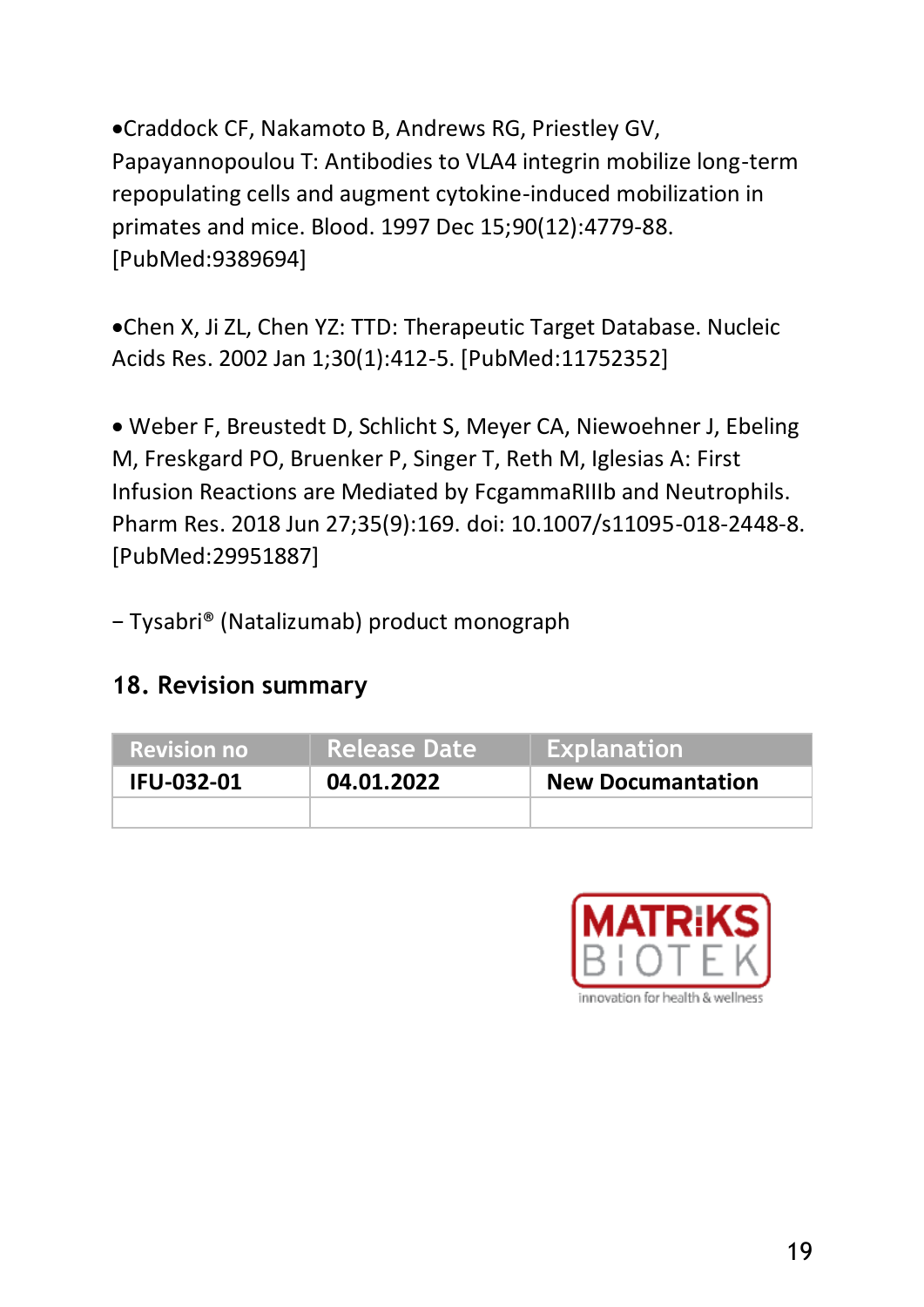- Craddock CF, Nakamoto B, Andrews RG, Priestley GV, Papayannopoulou T: Antibodies to VLA4 integrin mobilize long-term repopulating cells and augment cytokine-induced mobilization in primates and mice. Blood. 1997 Dec 15;90(12):4779-88. [PubMed:9389694]

- Chen X, Ji ZL, Chen YZ: TTD: Therapeutic Target Database. Nucleic Acids Res. 2002 Jan 1;30(1):412-5. [PubMed:11752352]

- Weber F, Breustedt D, Schlicht S, Meyer CA, Niewoehner J, Ebeling M, Freskgard PO, Bruenker P, Singer T, Reth M, Iglesias A: First Infusion Reactions are Mediated by FcgammaRIIIb and Neutrophils. Pharm Res. 2018 Jun 27;35(9):169. doi: 10.1007/s11095-018-2448-8. [PubMed:29951887]

− Tysabri® (Natalizumab) product monograph

## 18. Revision summary

| Revision no | Release Date | Explanation |
|---|---|---|
| **IFU-032-01** | **04.01.2022** | **New Documantation** |
| | | |

MATRiKS BIOTEK
innovation for health & wellness